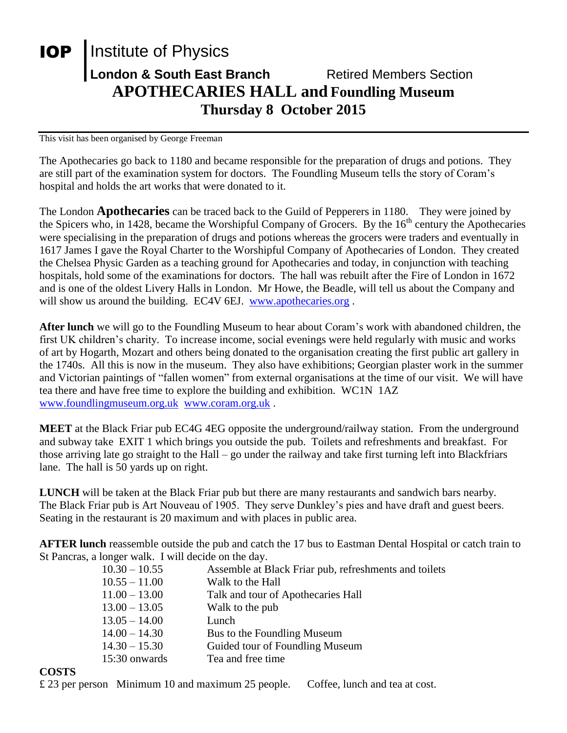**IOP** Institute of Physics

**London & South East Branch** Retired Members Section

# APOTHECARIES HALL and Foundling Museum

## Thursday 8 October 2015

This visit has been organised by George Freeman

The Apothecaries go back to 1180 and became responsible for the preparation of drugs and potions. They are still part of the examination system for doctors. The Foundling Museum tells the story of Coram's hospital and holds the art works that were donated to it.

The London **Apothecaries** can be traced back to the Guild of Pepperers in 1180. They were joined by the Spicers who, in 1428, became the Worshipful Company of Grocers. By the 16th century the Apothecaries were specialising in the preparation of drugs and potions whereas the grocers were traders and eventually in 1617 James I gave the Royal Charter to the Worshipful Company of Apothecaries of London. They created the Chelsea Physic Garden as a teaching ground for Apothecaries and today, in conjunction with teaching hospitals, hold some of the examinations for doctors. The hall was rebuilt after the Fire of London in 1672 and is one of the oldest Livery Halls in London. Mr Howe, the Beadle, will tell us about the Company and will show us around the building. EC4V 6EJ. www.apothecaries.org .

**After lunch** we will go to the Foundling Museum to hear about Coram's work with abandoned children, the first UK children's charity. To increase income, social evenings were held regularly with music and works of art by Hogarth, Mozart and others being donated to the organisation creating the first public art gallery in the 1740s. All this is now in the museum. They also have exhibitions; Georgian plaster work in the summer and Victorian paintings of "fallen women" from external organisations at the time of our visit. We will have tea there and have free time to explore the building and exhibition. WC1N 1AZ www.foundlingmuseum.org.uk www.coram.org.uk .

**MEET** at the Black Friar pub EC4G 4EG opposite the underground/railway station. From the underground and subway take EXIT 1 which brings you outside the pub. Toilets and refreshments and breakfast. For those arriving late go straight to the Hall – go under the railway and take first turning left into Blackfriars lane. The hall is 50 yards up on right.

**LUNCH** will be taken at the Black Friar pub but there are many restaurants and sandwich bars nearby. The Black Friar pub is Art Nouveau of 1905. They serve Dunkley's pies and have draft and guest beers. Seating in the restaurant is 20 maximum and with places in public area.

**AFTER lunch** reassemble outside the pub and catch the 17 bus to Eastman Dental Hospital or catch train to St Pancras, a longer walk. I will decide on the day.

| | |
|---|---|
| 10.30 – 10.55 | Assemble at Black Friar pub, refreshments and toilets |
| 10.55 – 11.00 | Walk to the Hall |
| 11.00 – 13.00 | Talk and tour of Apothecaries Hall |
| 13.00 – 13.05 | Walk to the pub |
| 13.05 – 14.00 | Lunch |
| 14.00 – 14.30 | Bus to the Foundling Museum |
| 14.30 – 15.30 | Guided tour of Foundling Museum |
| 15:30 onwards | Tea and free time |

**COSTS**

£ 23 per person Minimum 10 and maximum 25 people. Coffee, lunch and tea at cost.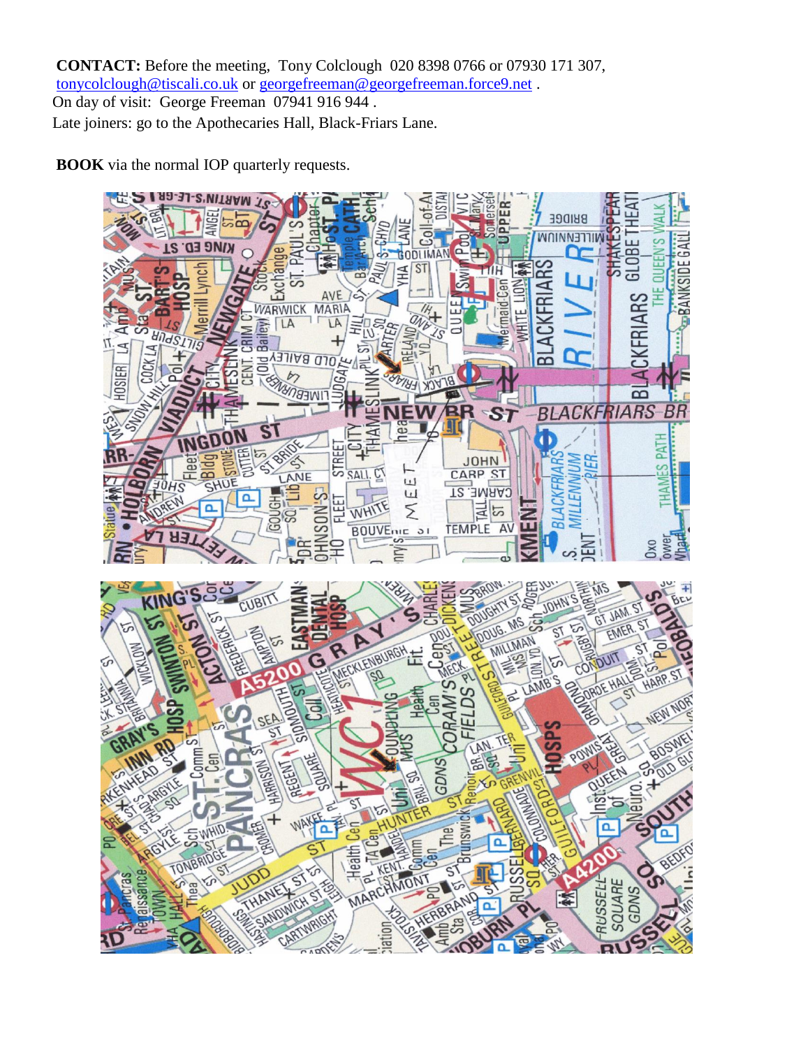**CONTACT:** Before the meeting, Tony Colclough 020 8398 0766 or 07930 171 307, tonycolclough@tiscali.co.uk or georgefreeman@georgefreeman.force9.net .
On day of visit: George Freeman 07941 916 944 .
Late joiners: go to the Apothecaries Hall, Black-Friars Lane.

**BOOK** via the normal IOP quarterly requests.